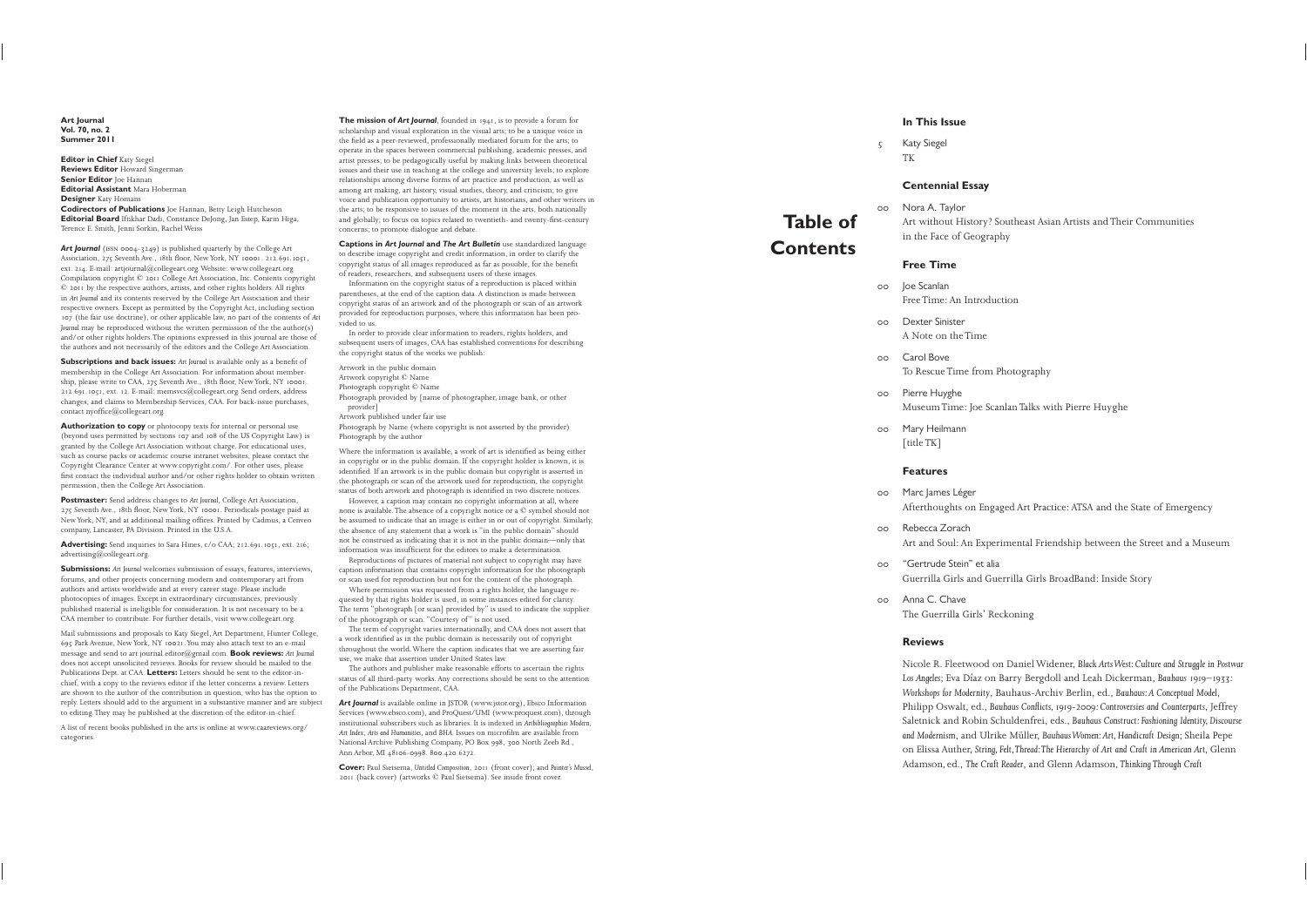**Art Journal**
**Vol. 70, no. 2**
**Summer 2011**

**Editor in Chief** Katy Siegel
**Reviews Editor** Howard Singerman
**Senior Editor** Joe Hannan
**Editorial Assistant** Mara Hoberman
**Designer** Katy Homans
**Codirectors of Publications** Joe Hannan, Betty Leigh Hutcheson
**Editorial Board** Iftikhar Dadi, Constance DeJong, Jan Estep, Karin Higa, Terence E. Smith, Jenni Sorkin, Rachel Weiss

***Art Journal*** (ISSN 0004-3249) is published quarterly by the College Art Association, 275 Seventh Ave., 18th floor, New York, NY 10001. 212.691.1051, ext. 214. E-mail: artjournal@collegeart.org. Website: www.collegeart.org. Compilation copyright © 2011 College Art Association, Inc. Contents copyright © 2011 by the respective authors, artists, and other rights holders. All rights in *Art Journal* and its contents reserved by the College Art Association and their respective owners. Except as permitted by the Copyright Act, including section 107 (the fair use doctrine), or other applicable law, no part of the contents of *Art Journal* may be reproduced without the written permission of the the author(s) and/or other rights holders. The opinions expressed in this journal are those of the authors and not necessarily of the editors and the College Art Association.

**Subscriptions and back issues:** *Art Journal* is available only as a benefit of membership in the College Art Association. For information about membership, please write to CAA, 275 Seventh Ave., 18th floor, New York, NY 10001. 212.691.1051, ext. 12. E-mail: memsvcs@collegeart.org. Send orders, address changes, and claims to Membership Services, CAA. For back-issue purchases, contact nyoffice@collegeart.org.

**Authorization to copy** or photocopy texts for internal or personal use (beyond uses permitted by sections 107 and 108 of the US Copyright Law) is granted by the College Art Association without charge. For educational uses, such as course packs or academic course intranet websites, please contact the Copyright Clearance Center at www.copyright.com/. For other uses, please first contact the individual author and/or other rights holder to obtain written permission, then the College Art Association.

**Postmaster:** Send address changes to *Art Journal*, College Art Association, 275 Seventh Ave., 18th floor, New York, NY 10001. Periodicals postage paid at New York, NY, and at additional mailing offices. Printed by Cadmus, a Cenveo company, Lancaster, PA Division. Printed in the U.S.A.

**Advertising:** Send inquiries to Sara Hines, c/o CAA; 212.691.1051, ext. 216; advertising@collegeart.org.

**Submissions:** *Art Journal* welcomes submission of essays, features, interviews, forums, and other projects concerning modern and contemporary art from authors and artists worldwide and at every career stage. Please include photocopies of images. Except in extraordinary circumstances, previously published material is ineligible for consideration. It is not necessary to be a CAA member to contribute. For further details, visit www.collegeart.org.

Mail submissions and proposals to Katy Siegel, Art Department, Hunter College, 695 Park Avenue, New York, NY 10021. You may also attach text to an e-mail message and send to art.journal.editor@gmail.com. **Book reviews:** *Art Journal* does not accept unsolicited reviews. Books for review should be mailed to the Publications Dept. at CAA. **Letters:** Letters should be sent to the editor-in-chief, with a copy to the reviews editor if the letter concerns a review. Letters are shown to the author of the contribution in question, who has the option to reply. Letters should add to the argument in a substantive manner and are subject to editing. They may be published at the discretion of the editor-in-chief.

A list of recent books published in the arts is online at www.caareviews.org/categories.

**The mission of *Art Journal***, founded in 1941, is to provide a forum for scholarship and visual exploration in the visual arts; to be a unique voice in the field as a peer-reviewed, professionally mediated forum for the arts; to operate in the spaces between commercial publishing, academic presses, and artist presses; to be pedagogically useful by making links between theoretical issues and their use in teaching at the college and university levels; to explore relationships among diverse forms of art practice and production, as well as among art making, art history, visual studies, theory, and criticism; to give voice and publication opportunity to artists, art historians, and other writers in the arts; to be responsive to issues of the moment in the arts, both nationally and globally; to focus on topics related to twentieth- and twenty-first-century concerns; to promote dialogue and debate.

**Captions in *Art Journal* and *The Art Bulletin*** use standardized language to describe image copyright and credit information, in order to clarify the copyright status of all images reproduced as far as possible, for the benefit of readers, researchers, and subsequent users of these images.

Information on the copyright status of a reproduction is placed within parentheses, at the end of the caption data. A distinction is made between copyright status of an artwork and of the photograph or scan of an artwork provided for reproduction purposes, where this information has been provided to us.

In order to provide clear information to readers, rights holders, and subsequent users of images, CAA has established conventions for describing the copyright status of the works we publish:

Artwork in the public domain
Artwork copyright © Name
Photograph copyright © Name
Photograph provided by [name of photographer, image bank, or other provider]
Artwork published under fair use
Photograph by Name (where copyright is not asserted by the provider)
Photograph by the author

Where the information is available, a work of art is identified as being either in copyright or in the public domain. If the copyright holder is known, it is identified. If an artwork is in the public domain but copyright is asserted in the photograph or scan of the artwork used for reproduction, the copyright status of both artwork and photograph is identified in two discrete notices.

However, a caption may contain no copyright information at all, where none is available. The absence of a © symbol should not be assumed to indicate that an image is either in or out of copyright. Similarly, the absence of any statement that a work is "in the public domain" should not be construed as indicating that it is not in the public domain—only that information was insufficient for the editors to make a determination.

Reproductions of pictures of material not subject to copyright may have caption information that contains copyright information for the photograph or scan used for reproduction but not for the content of the photograph.

Where permission was requested from a rights holder, the language requested by that rights holder is used, in some instances edited for clarity. The term "photograph [or scan] provided by" is used to indicate the supplier of the photograph or scan. "Courtesy of" is not used.

The term of copyright varies internationally, and CAA does not assert that a work identified as in the public domain is necessarily out of copyright throughout the world. Where the caption indicates that we are asserting fair use, we make that assertion under United States law.

The authors and publisher make reasonable efforts to ascertain the rights status of all third-party works. Any corrections should be sent to the attention of the Publications Department, CAA.

***Art Journal*** is available online in JSTOR (www.jstor.org), Ebsco Information Services (www.ebsco.com), and ProQuest/UMI (www.proquest.com), through institutional subscribers such as libraries. It is indexed in *Artbibliographies Modern*, *Art Index*, *Arts and Humanities*, and *BHA*. Issues on microfilm are available from National Archive Publishing Company, PO Box 998, 300 North Zeeb Rd., Ann Arbor, MI 48106-0998. 800.420.6272.

**Cover:** Paul Sietsema, *Untitled Composition*, 2011 (front cover); and *Painter's Mussel*, 2011 (back cover) (artworks © Paul Sietsema). See inside front cover.

# Table of Contents

## In This Issue

5 Katy Siegel
TK

## Centennial Essay

00 Nora A. Taylor
Art without History? Southeast Asian Artists and Their Communities in the Face of Geography

## Free Time

00 Joe Scanlan
Free Time: An Introduction

00 Dexter Sinister
A Note on the Time

00 Carol Bove
To Rescue Time from Photography

00 Pierre Huyghe
Museum Time: Joe Scanlan Talks with Pierre Huyghe

00 Mary Heilmann
[title TK]

## Features

00 Marc James Léger
Afterthoughts on Engaged Art Practice: ATSA and the State of Emergency

00 Rebecca Zorach
Art and Soul: An Experimental Friendship between the Street and a Museum

00 "Gertrude Stein" et alia
Guerrilla Girls and Guerrilla Girls BroadBand: Inside Story

00 Anna C. Chave
The Guerrilla Girls' Reckoning

## Reviews

Nicole R. Fleetwood on Daniel Widener, *Black Arts West: Culture and Struggle in Postwar Los Angeles*; Eva Díaz on Barry Bergdoll and Leah Dickerman, *Bauhaus 1919–1933: Workshops for Modernity*, Bauhaus-Archiv Berlin, ed., *Bauhaus: A Conceptual Model*, Philipp Oswalt, ed., *Bauhaus Conflicts, 1919–2009: Controversies and Counterparts*, Jeffrey Saletnick and Robin Schuldenfrei, eds., *Bauhaus Construct: Fashioning Identity, Discourse and Modernism*, and Ulrike Müller, *Bauhaus Women: Art, Handicraft Design*; Sheila Pepe on Elissa Auther, *String, Felt, Thread: The Hierarchy of Art and Craft in American Art*, Glenn Adamson, ed., *The Craft Reader*, and Glenn Adamson, *Thinking Through Craft*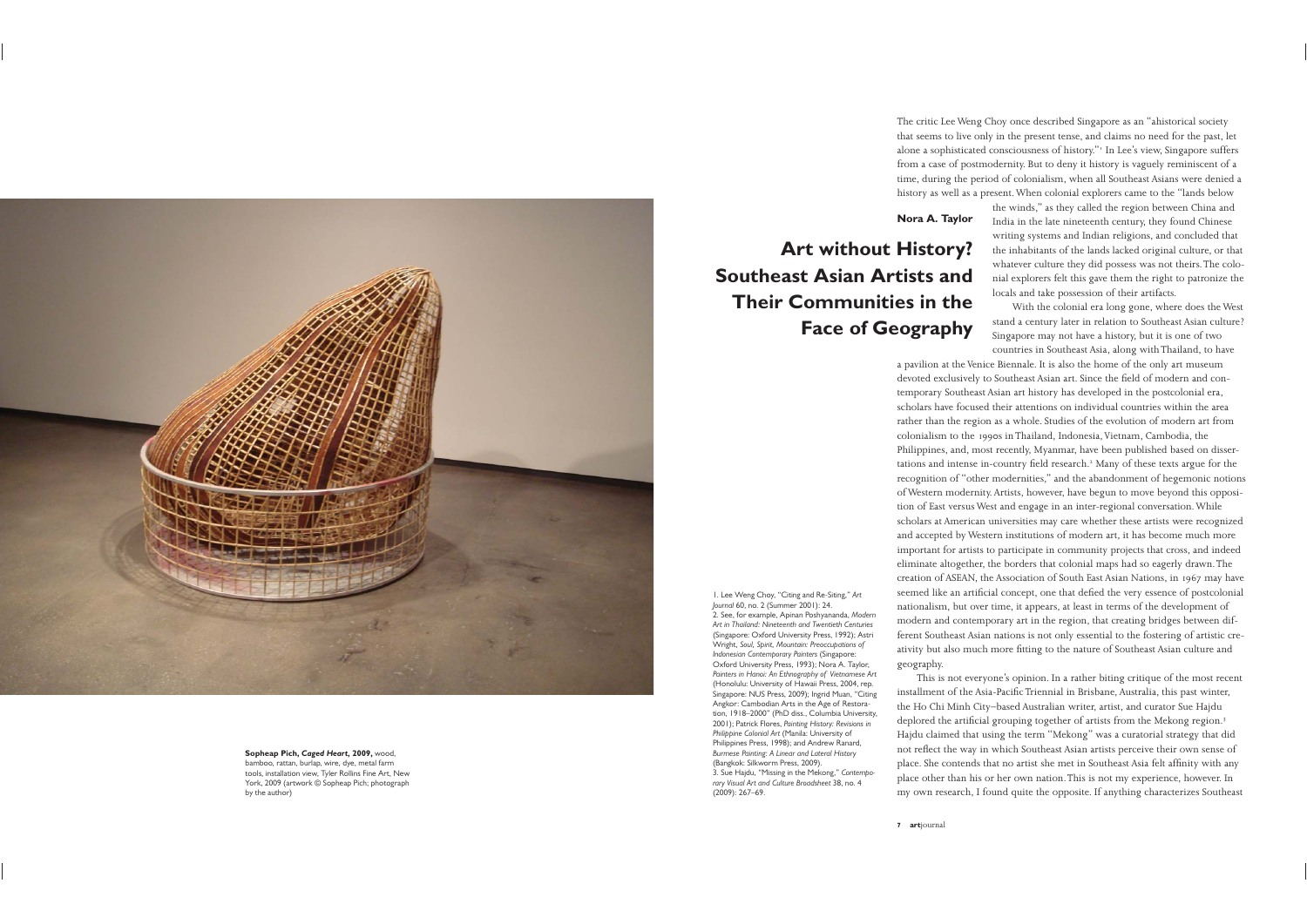**Nora A. Taylor**

# Art without History? Southeast Asian Artists and Their Communities in the Face of Geography

The critic Lee Weng Choy once described Singapore as an "ahistorical society that seems to live only in the present tense, and claims no need for the past, let alone a sophisticated consciousness of history."[1] In Lee's view, Singapore suffers from a case of postmodernity. But to deny it history is vaguely reminiscent of a time, during the period of colonialism, when all Southeast Asians were denied a history as well as a present. When colonial explorers came to the "lands below the winds," as they called the region between China and India in the late nineteenth century, they found Chinese writing systems and Indian religions, and concluded that the inhabitants of the lands lacked original culture, or that whatever culture they did possess was not theirs. The colonial explorers felt this gave them the right to patronize the locals and take possession of their artifacts.

With the colonial era long gone, where does the West stand a century later in relation to Southeast Asian culture? Singapore may not have a history, but it is one of two countries in Southeast Asia, along with Thailand, to have a pavilion at the Venice Biennale. It is also the home of the only art museum devoted exclusively to Southeast Asian art. Since the field of modern and contemporary Southeast Asian art history has developed in the postcolonial era, scholars have focused their attentions on individual countries within the area rather than the region as a whole. Studies of the evolution of modern art from colonialism to the 1990s in Thailand, Indonesia, Vietnam, Cambodia, the Philippines, and, most recently, Myanmar, have been published based on dissertations and intense in-country field research.[2] Many of these texts argue for the recognition of "other modernities," and the abandonment of hegemonic notions of Western modernity. Artists, however, have begun to move beyond this opposition of East versus West and engage in an inter-regional conversation. While scholars at American universities may care whether these artists were recognized and accepted by Western institutions of modern art, it has become much more important for artists to participate in community projects that cross, and indeed eliminate altogether, the borders that colonial maps had so eagerly drawn. The creation of ASEAN, the Association of South East Asian Nations, in 1967 may have seemed like an artificial concept, one that defied the very essence of postcolonial nationalism, but over time, it appears, at least in terms of the development of modern and contemporary art in the region, that creating bridges between different Southeast Asian nations is not only essential to the fostering of artistic creativity but also much more fitting to the nature of Southeast Asian culture and geography.

This is not everyone's opinion. In a rather biting critique of the most recent installment of the Asia-Pacific Triennial in Brisbane, Australia, this past winter, the Ho Chi Minh City–based Australian writer, artist, and curator Sue Hajdu deplored the artificial grouping together of artists from the Mekong region.[3] Hajdu claimed that using the term "Mekong" was a curatorial strategy that did not reflect the way in which Southeast Asian artists perceive their own sense of place. She contends that no artist she met in Southeast Asia felt affinity with any place other than his or her own nation. This is not my experience, however. In my own research, I found quite the opposite. If anything characterizes Southeast

**Sopheap Pich, *Caged Heart*, 2009,** wood, bamboo, rattan, burlap, wire, dye, metal farm tools, installation view, Tyler Rollins Fine Art, New York, 2009 (artwork © Sopheap Pich; photograph by the author)

1. Lee Weng Choy, "Citing and Re-Siting," *Art Journal* 60, no. 2 (Summer 2001): 24.
2. See, for example, Apinan Poshyananda, *Modern Art in Thailand: Nineteenth and Twentieth Centuries* (Singapore: Oxford University Press, 1992); Astri Wright, *Soul, Spirit, Mountain: Preoccupations of Indonesian Contemporary Painters* (Singapore: Oxford University Press, 1993); Nora A. Taylor, *Painters in Hanoi: An Ethnography of Vietnamese Art* (Honolulu: University of Hawaii Press, 2004, rep. Singapore: NUS Press, 2009); Ingrid Muan, "Citing Angkor: Cambodian Arts in the Age of Restoration, 1918–2000" (PhD diss., Columbia University, 2001); Patrick Flores, *Painting History: Revisions in Philippine Colonial Art* (Manila: University of Philippines Press, 1998); and Andrew Ranard, *Burmese Painting: A Linear and Lateral History* (Bangkok: Silkworm Press, 2009).
3. Sue Hajdu, "Missing in the Mekong," *Contemporary Visual Art and Culture Broadsheet* 38, no. 4 (2009): 267–69.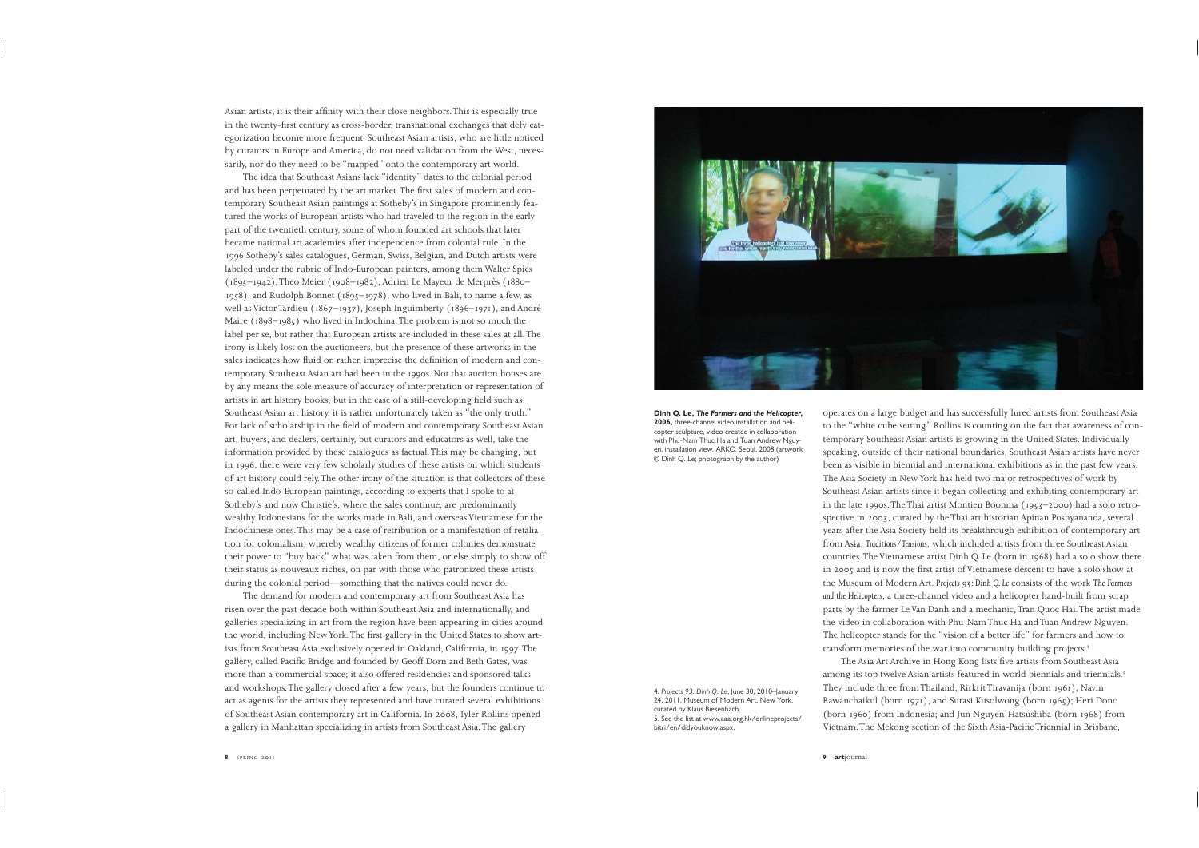Asian artists, it is their affinity with their close neighbors. This is especially true in the twenty-first century as cross-border, transnational exchanges that defy categorization become more frequent. Southeast Asian artists, who are little noticed by curators in Europe and America, do not need validation from the West, necessarily, nor do they need to be "mapped" onto the contemporary art world.

The idea that Southeast Asians lack "identity" dates to the colonial period and has been perpetuated by the art market. The first sales of modern and contemporary Southeast Asian paintings at Sotheby's in Singapore prominently featured the works of European artists who had traveled to the region in the early part of the twentieth century, some of whom founded art schools that later became national art academies after independence from colonial rule. In the 1996 Sotheby's sales catalogues, German, Swiss, Belgian, and Dutch artists were labeled under the rubric of Indo-European painters, among them Walter Spies (1895–1942), Theo Meier (1908–1982), Adrien Le Mayeur de Merprès (1880–1958), and Rudolph Bonnet (1895–1978), who lived in Bali, to name a few, as well as Victor Tardieu (1867–1937), Joseph Inguimberty (1896–1971), and André Maire (1898–1985) who lived in Indochina. The problem is not so much the label per se, but rather that European artists are included in these sales at all. The irony is likely lost on the auctioneers, but the presence of these artworks in the sales indicates how fluid or, rather, imprecise the definition of modern and contemporary Southeast Asian art had been in the 1990s. Not that auction houses are by any means the sole measure of accuracy of interpretation or representation of artists in art history books, but in the case of a still-developing field such as Southeast Asian art history, it is rather unfortunately taken as "the only truth." For lack of scholarship in the field of modern and contemporary Southeast Asian art, buyers, and dealers, certainly, but curators and educators as well, take the information provided by these catalogues as factual. This may be changing, but in 1996, there were very few scholarly studies of these artists on which students of art history could rely. The other irony of the situation is that collectors of these so-called Indo-European paintings, according to experts that I spoke to at Sotheby's and now Christie's, where the sales continue, are predominantly wealthy Indonesians for the works made in Bali, and overseas Vietnamese for the Indochinese ones. This may be a case of retribution or a manifestation of retaliation for colonialism, whereby wealthy citizens of former colonies demonstrate their power to "buy back" what was taken from them, or else simply to show off their status as nouveaux riches, on par with those who patronized these artists during the colonial period—something that the natives could never do.

The demand for modern and contemporary art from Southeast Asia has risen over the past decade both within Southeast Asia and internationally, and galleries specializing in art from the region have been appearing in cities around the world, including New York. The first gallery in the United States to show artists from Southeast Asia exclusively opened in Oakland, California, in 1997. The gallery, called Pacific Bridge and founded by Geoff Dorn and Beth Gates, was more than a commercial space; it also offered residencies and sponsored talks and workshops. The gallery closed after a few years, but the founders continue to act as agents for the artists they represented and have curated several exhibitions of Southeast Asian contemporary art in California. In 2008, Tyler Rollins opened a gallery in Manhattan specializing in artists from Southeast Asia. The gallery operates on a large budget and has successfully lured artists from Southeast Asia to the "white cube setting." Rollins is counting on the fact that awareness of contemporary Southeast Asian artists is growing in the United States. Individually speaking, outside of their national boundaries, Southeast Asian artists have never been as visible in biennial and international exhibitions as in the past few years. The Asia Society in New York has held two major retrospectives of work by Southeast Asian artists since it began collecting and exhibiting contemporary art in the late 1990s. The Thai artist Montien Boonma (1953–2000) had a solo retrospective in 2003, curated by the Thai art historian Apinan Poshyananda, several years after the Asia Society held its breakthrough exhibition of contemporary art from Asia, *Traditions/Tensions*, which included artists from three Southeast Asian countries. The Vietnamese artist Dinh Q. Le (born in 1968) had a solo show there in 2005 and is now the first artist of Vietnamese descent to have a solo show at the Museum of Modern Art. *Projects 93: Dinh Q. Le* consists of the work *The Farmers and the Helicopters*, a three-channel video and a helicopter hand-built from scrap parts by the farmer Le Van Danh and a mechanic, Tran Quoc Hai. The artist made the video in collaboration with Phu-Nam Thuc Ha and Tuan Andrew Nguyen. The helicopter stands for the "vision of a better life" for farmers and how to transform memories of the war into community building projects.[4]

**Dinh Q. Le, *The Farmers and the Helicopter*, 2006,** three-channel video installation and helicopter sculpture, video created in collaboration with Phu-Nam Thuc Ha and Tuan Andrew Nguyen, installation view, ARKO, Seoul, 2008 (artwork © Dinh Q. Le; photograph by the author)

The Asia Art Archive in Hong Kong lists five artists from Southeast Asia among its top twelve Asian artists featured in world biennials and triennials.[5] They include three from Thailand, Rirkrit Tiravanija (born 1961), Navin Rawanchaikul (born 1971), and Surasi Kusolwong (born 1965); Heri Dono (born 1960) from Indonesia; and Jun Nguyen-Hatsushiba (born 1968) from Vietnam. The Mekong section of the Sixth Asia-Pacific Triennial in Brisbane,

4. *Projects 93: Dinh Q. Le*, June 30, 2010–January 24, 2011, Museum of Modern Art, New York, curated by Klaus Biesenbach.

5. See the list at www.aaa.org.hk/onlineprojects/bitri/en/didyouknow.aspx.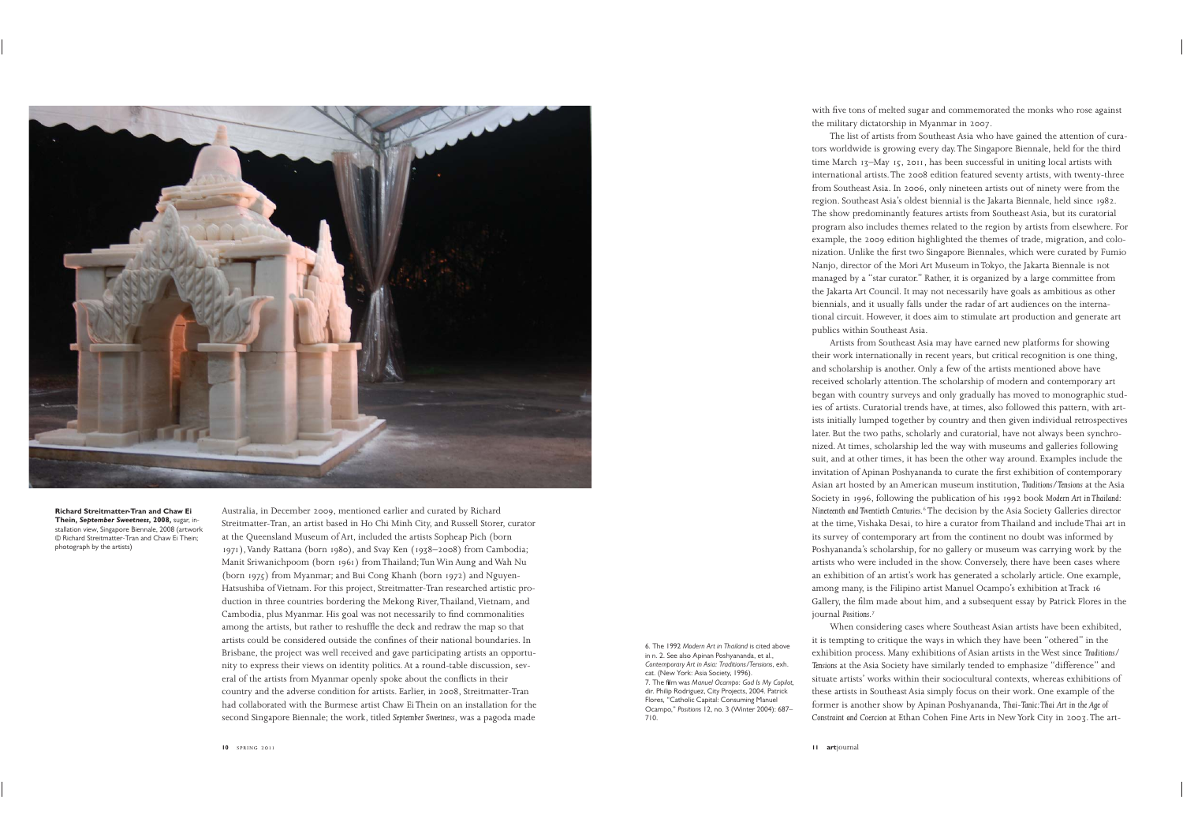**Richard Streitmatter-Tran and Chaw Ei Thein, *September Sweetness*, 2008,** sugar; installation view, Singapore Biennale, 2008 (artwork © Richard Streitmatter-Tran and Chaw Ei Thein; photograph by the artists)

Australia, in December 2009, mentioned earlier and curated by Richard Streitmatter-Tran, an artist based in Ho Chi Minh City, and Russell Storer, curator at the Queensland Museum of Art, included the artists Sopheap Pich (born 1971), Vandy Rattana (born 1980), and Svay Ken (1938–2008) from Cambodia; Manit Sriwanichpoom (born 1961) from Thailand; Tun Win Aung and Wah Nu (born 1975) from Myanmar; and Bui Cong Khanh (born 1972) and Nguyen-Hatsushiba of Vietnam. For this project, Streitmatter-Tran researched artistic production in three countries bordering the Mekong River, Thailand, Vietnam, and Cambodia, plus Myanmar. His goal was not necessarily to find commonalities among the artists, but rather to reshuffle the deck and redraw the map so that artists could be considered outside the confines of their national boundaries. In Brisbane, the project was well received and gave participating artists an opportunity to express their views on identity politics. At a round-table discussion, several of the artists from Myanmar openly spoke about the conflicts in their country and the adverse condition for artists. Earlier, in 2008, Streitmatter-Tran had collaborated with the Burmese artist Chaw Ei Thein on an installation for the second Singapore Biennale; the work, titled *September Sweetness*, was a pagoda made with five tons of melted sugar and commemorated the monks who rose against the military dictatorship in Myanmar in 2007.

The list of artists from Southeast Asia who have gained the attention of curators worldwide is growing every day. The Singapore Biennale, held for the third time March 13–May 15, 2011, has been successful in uniting local artists with international artists. The 2008 edition featured seventy artists, with twenty-three from Southeast Asia. In 2006, only nineteen artists out of ninety were from the region. Southeast Asia's oldest biennial is the Jakarta Biennale, held since 1982. The show predominantly features artists from Southeast Asia, but its curatorial program also includes themes related to the region by artists from elsewhere. For example, the 2009 edition highlighted the themes of trade, migration, and colonization. Unlike the first two Singapore Biennales, which were curated by Fumio Nanjo, director of the Mori Art Museum in Tokyo, the Jakarta Biennale is not managed by a "star curator." Rather, it is organized by a large committee from the Jakarta Art Council. It may not necessarily have goals as ambitious as other biennials, and it usually falls under the radar of art audiences on the international circuit. However, it does aim to stimulate art production and generate art publics within Southeast Asia.

Artists from Southeast Asia may have earned new platforms for showing their work internationally in recent years, but critical recognition is one thing, and scholarship is another. Only a few of the artists mentioned above have received scholarly attention. The scholarship of modern and contemporary art began with country surveys and only gradually has moved to monographic studies of artists. Curatorial trends have, at times, also followed this pattern, with artists initially lumped together by country and then given individual retrospectives later. But the two paths, scholarly and curatorial, have not always been synchronized. At times, scholarship led the way with museums and galleries following suit, and at other times, it has been the other way around. Examples include the invitation of Apinan Poshyananda to curate the first exhibition of contemporary Asian art hosted by an American museum institution, *Traditions/Tensions* at the Asia Society in 1996, following the publication of his 1992 book *Modern Art in Thailand: Nineteenth and Twentieth Centuries*.[6] The decision by the Asia Society Galleries director at the time, Vishaka Desai, to hire a curator from Thailand and include Thai art in its survey of contemporary art from the continent no doubt was informed by Poshyananda's scholarship, for no gallery or museum was carrying work by the artists who were included in the show. Conversely, there have been cases where an exhibition of an artist's work has generated a scholarly article. One example, among many, is the Filipino artist Manuel Ocampo's exhibition at Track 16 Gallery, the film made about him, and a subsequent essay by Patrick Flores in the journal *Positions*.[7]

When considering cases where Southeast Asian artists have been exhibited, it is tempting to critique the ways in which they have been "othered" in the exhibition process. Many exhibitions of Asian artists in the West since *Traditions/Tensions* at the Asia Society have similarly tended to emphasize "difference" and situate artists' works within their sociocultural contexts, whereas exhibitions of these artists in Southeast Asia simply focus on their work. One example of the former is another show by Apinan Poshyananda, *Thai-Tanic: Thai Art in the Age of Constraint and Coercion* at Ethan Cohen Fine Arts in New York City in 2003. The art-

6. The 1992 *Modern Art in Thailand* is cited above in n. 2. See also Apinan Poshyananda, et al., *Contemporary Art in Asia: Traditions/Tensions*, exh. cat. (New York: Asia Society, 1996).

7. The film was *Manuel Ocampo: God Is My Copilot*, dir. Philip Rodriguez, City Projects, 2004. Patrick Flores, "Catholic Capital: Consuming Manuel Ocampo," *Positions* 12, no. 3 (Winter 2004): 687–710.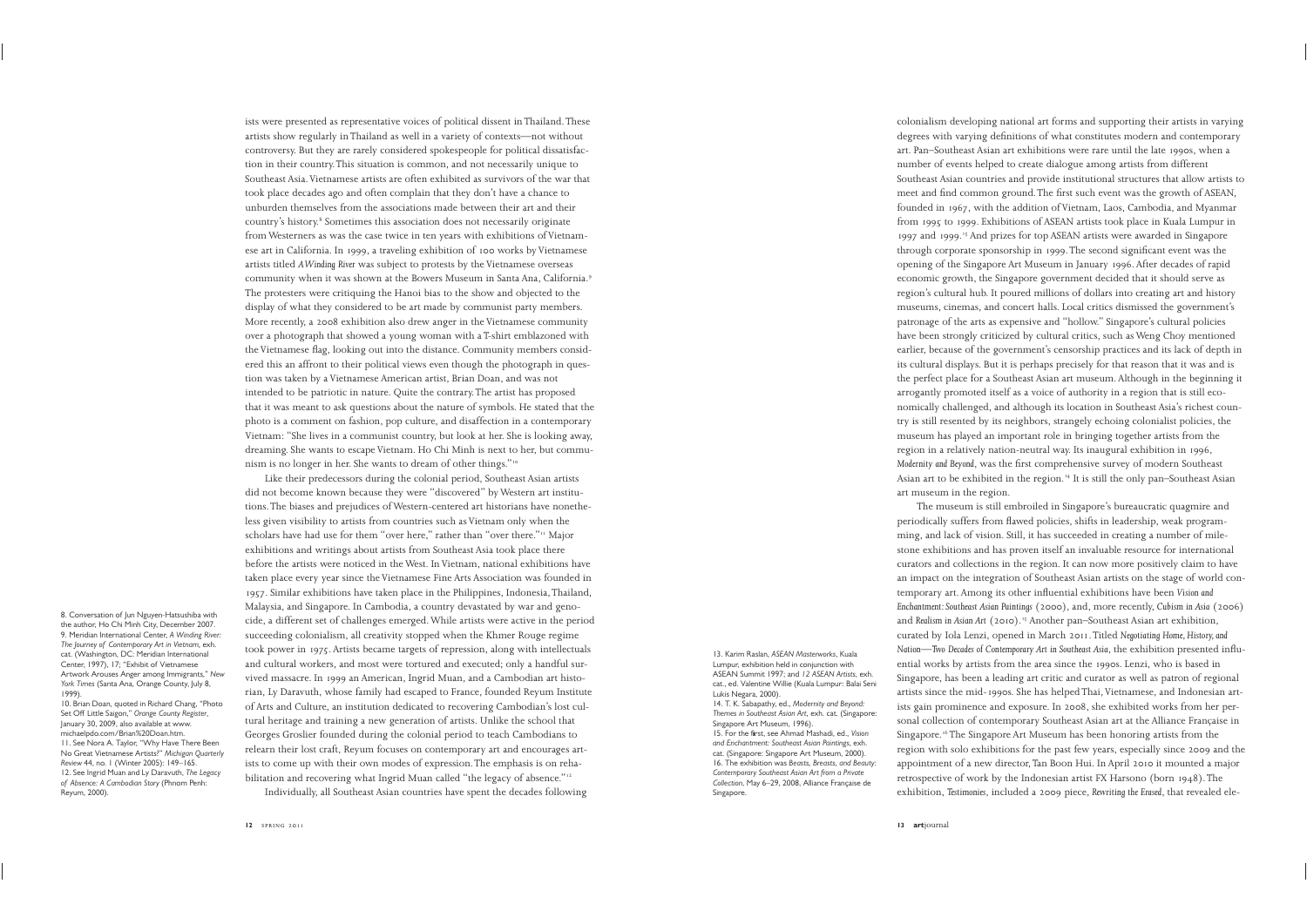ists were presented as representative voices of political dissent in Thailand. These artists show regularly in Thailand as well in a variety of contexts—not without controversy. But they are rarely considered spokespeople for political dissatisfaction in their country. This situation is common, and not necessarily unique to Southeast Asia. Vietnamese artists are often exhibited as survivors of the war that took place decades ago and often complain that they don't have a chance to unburden themselves from the associations made between their art and their country's history.[8] Sometimes this association does not necessarily originate from Westerners as was the case twice in ten years with exhibitions of Vietnamese art in California. In 1999, a traveling exhibition of 100 works by Vietnamese artists titled *A Winding River* was subject to protests by the Vietnamese overseas community when it was shown at the Bowers Museum in Santa Ana, California.[9] The protesters were critiquing the Hanoi bias to the show and objected to the display of what they considered to be art made by communist party members. More recently, a 2008 exhibition also drew anger in the Vietnamese community over a photograph that showed a young woman with a T-shirt emblazoned with the Vietnamese flag, looking out into the distance. Community members considered this an affront to their political views even though the photograph in question was taken by a Vietnamese American artist, Brian Doan, and was not intended to be patriotic in nature. Quite the contrary. The artist has proposed that it was meant to ask questions about the nature of symbols. He stated that the photo is a comment on fashion, pop culture, and disaffection in a contemporary Vietnam: "She lives in a communist country, but look at her. She is looking away, dreaming. She wants to escape Vietnam. Ho Chi Minh is next to her, but communism is no longer in her. She wants to dream of other things."[10]

Like their predecessors during the colonial period, Southeast Asian artists did not become known because they were "discovered" by Western art institutions. The biases and prejudices of Western-centered art historians have nonetheless given visibility to artists from countries such as Vietnam only when the scholars have had use for them "over here," rather than "over there."[11] Major exhibitions and writings about artists from Southeast Asia took place there before the artists were noticed in the West. In Vietnam, national exhibitions have taken place every year since the Vietnamese Fine Arts Association was founded in 1957. Similar exhibitions have taken place in the Philippines, Indonesia, Thailand, Malaysia, and Singapore. In Cambodia, a country devastated by war and genocide, a different set of challenges emerged. While artists were active in the period succeeding colonialism, all creativity stopped when the Khmer Rouge regime took power in 1975. Artists became targets of repression, along with intellectuals and cultural workers, and most were tortured and executed; only a handful survived massacre. In 1999 an American, Ingrid Muan, and a Cambodian art historian, Ly Daravuth, whose family had escaped to France, founded Reyum Institute of Arts and Culture, an institution dedicated to recovering Cambodian's lost cultural heritage and training a new generation of artists. Unlike the school that Georges Groslier founded during the colonial period to teach Cambodians to relearn their lost craft, Reyum focuses on contemporary art and encourages artists to come up with their own modes of expression. The emphasis is on rehabilitation and recovering what Ingrid Muan called "the legacy of absence."[12]

Individually, all Southeast Asian countries have spent the decades following colonialism developing national art forms and supporting their artists in varying degrees with varying definitions of what constitutes modern and contemporary art. Pan–Southeast Asian art exhibitions were rare until the late 1990s, when a number of events helped to create dialogue among artists from different Southeast Asian countries and provide institutional structures that allow artists to meet and find common ground. The first such event was the growth of ASEAN, founded in 1967, with the addition of Vietnam, Laos, Cambodia, and Myanmar from 1995 to 1999. Exhibitions of ASEAN artists took place in Kuala Lumpur in 1997 and 1999.[13] And prizes for top ASEAN artists were awarded in Singapore through corporate sponsorship in 1999. The second significant event was the opening of the Singapore Art Museum in January 1996. After decades of rapid economic growth, the Singapore government decided that it should serve as region's cultural hub. It poured millions of dollars into creating art and history museums, cinemas, and concert halls. Local critics dismissed the government's patronage of the arts as expensive and "hollow." Singapore's cultural policies have been strongly criticized by cultural critics, such as Weng Choy mentioned earlier, because of the government's censorship practices and its lack of depth in its cultural displays. But it is perhaps precisely for that reason that it was and is the perfect place for a Southeast Asian art museum. Although in the beginning it arrogantly promoted itself as a voice of authority in a region that is still economically challenged, and although its location in Southeast Asia's richest country is still resented by its neighbors, strangely echoing colonialist policies, the museum has played an important role in bringing together artists from the region in a relatively nation-neutral way. Its inaugural exhibition in 1996, *Modernity and Beyond*, was the first comprehensive survey of modern Southeast Asian art to be exhibited in the region.[14] It is still the only pan–Southeast Asian art museum in the region.

The museum is still embroiled in Singapore's bureaucratic quagmire and periodically suffers from flawed policies, shifts in leadership, weak programming, and lack of vision. Still, it has succeeded in creating a number of milestone exhibitions and has proven itself an invaluable resource for international curators and collections in the region. It can now more positively claim to have an impact on the integration of Southeast Asian artists on the stage of world contemporary art. Among its other influential exhibitions have been *Vision and Enchantment: Southeast Asian Paintings* (2000), and, more recently, *Cubism in Asia* (2006) and *Realism in Asian Art* (2010).[15] Another pan–Southeast Asian art exhibition, curated by Iola Lenzi, opened in March 2011. Titled *Negotiating Home, History, and Nation—Two Decades of Contemporary Art in Southeast Asia*, the exhibition presented influential works by artists from the area since the 1990s. Lenzi, who is based in Singapore, has been a leading art critic and curator as well as patron of regional artists since the mid-1990s. She has helped Thai, Vietnamese, and Indonesian artists gain prominence and exposure. In 2008, she exhibited works from her personal collection of contemporary Southeast Asian art at the Alliance Française in Singapore.[16] The Singapore Art Museum has been honoring artists from the region with solo exhibitions for the past few years, especially since 2009 and the appointment of a new director, Tan Boon Hui. In April 2010 it mounted a major retrospective of work by the Indonesian artist FX Harsono (born 1948). The exhibition, *Testimonies*, included a 2009 piece, *Rewriting the Erased*, that revealed ele-

---

8. Conversation of Jun Nguyen-Hatsushiba with the author, Ho Chi Minh City, December 2007.

9. Meridian International Center, *A Winding River: The Journey of Contemporary Art in Vietnam*, exh. cat. (Washington, DC: Meridian International Center, 1997), 17; "Exhibit of Vietnamese Artwork Arouses Anger among Immigrants," *New York Times* (Santa Ana, Orange County, July 8, 1999).

10. Brian Doan, quoted in Richard Chang, "Photo Set Off Little Saigon," *Orange County Register*, January 30, 2009, also available at www.michaelpdo.com/Brian%20Doan.htm.

11. See Nora A. Taylor, "Why Have There Been No Great Vietnamese Artists?" *Michigan Quarterly Review* 44, no. 1 (Winter 2005): 149–165.

12. See Ingrid Muan and Ly Daravuth, *The Legacy of Absence: A Cambodian Story* (Phnom Penh: Reyum, 2000).

13. Karim Raslan, *ASEAN Masterworks*, Kuala Lumpur, exhibition held in conjunction with ASEAN Summit 1997; and *12 ASEAN Artists*, exh. cat., ed. Valentine Willie (Kuala Lumpur: Balai Seni Lukis Negara, 2000).

14. T. K. Sabapathy, ed., *Modernity and Beyond: Themes in Southeast Asian Art*, exh. cat. (Singapore: Singapore Art Museum, 1996).

15. For the first, see Ahmad Mashadi, ed., *Vision and Enchantment: Southeast Asian Paintings*, exh. cat. (Singapore: Singapore Art Museum, 2000).

16. The exhibition was *Beasts, Breasts, and Beauty: Contemporary Southeast Asian Art from a Private Collection*, May 6–29, 2008, Alliance Française de Singapore.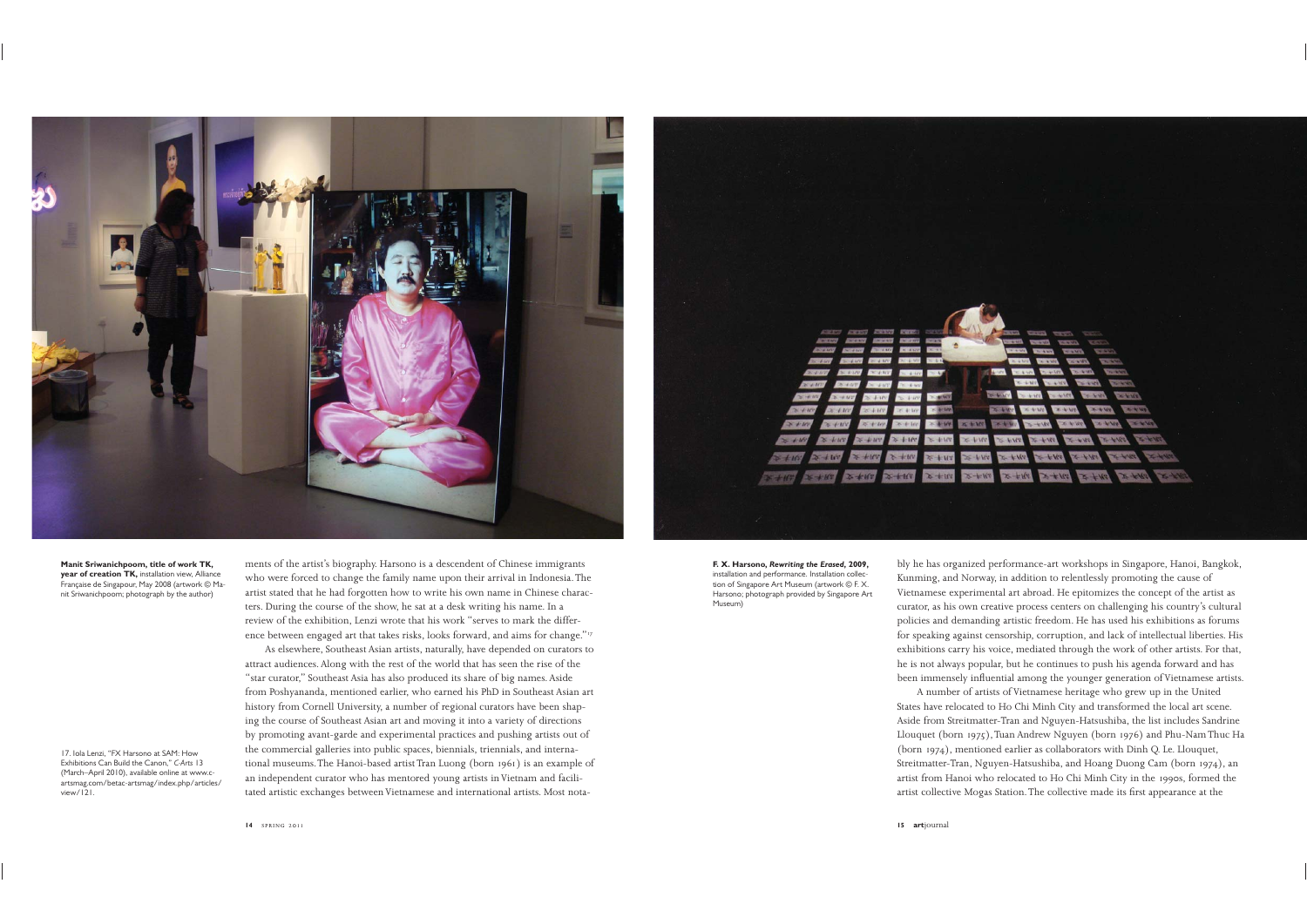**Manit Sriwanichpoom, title of work TK, year of creation TK,** installation view, Alliance Française de Singapour, May 2008 (artwork © Manit Sriwanichpoom; photograph by the author)

ments of the artist's biography. Harsono is a descendent of Chinese immigrants who were forced to change the family name upon their arrival in Indonesia. The artist stated that he had forgotten how to write his own name in Chinese characters. During the course of the show, he sat at a desk writing his name. In a review of the exhibition, Lenzi wrote that his work "serves to mark the difference between engaged art that takes risks, looks forward, and aims for change."[17]

As elsewhere, Southeast Asian artists, naturally, have depended on curators to attract audiences. Along with the rest of the world that has seen the rise of the "star curator," Southeast Asia has also produced its share of big names. Aside from Poshyananda, mentioned earlier, who earned his PhD in Southeast Asian art history from Cornell University, a number of regional curators have been shaping the course of Southeast Asian art and moving it into a variety of directions by promoting avant-garde and experimental practices and pushing artists out of the commercial galleries into public spaces, biennials, triennials, and international museums. The Hanoi-based artist Tran Luong (born 1961) is an example of an independent curator who has mentored young artists in Vietnam and facilitated artistic exchanges between Vietnamese and international artists. Most notably he has organized performance-art workshops in Singapore, Hanoi, Bangkok, Kunming, and Norway, in addition to relentlessly promoting the cause of Vietnamese experimental art abroad. He epitomizes the concept of the artist as curator, as his own creative process centers on challenging his country's cultural policies and demanding artistic freedom. He has used his exhibitions as forums for speaking against censorship, corruption, and lack of intellectual liberties. His exhibitions carry his voice, mediated through the work of other artists. For that, he is not always popular, but he continues to push his agenda forward and has been immensely influential among the younger generation of Vietnamese artists.

A number of artists of Vietnamese heritage who grew up in the United States have relocated to Ho Chi Minh City and transformed the local art scene. Aside from Streitmatter-Tran and Nguyen-Hatsushiba, the list includes Sandrine Llouquet (born 1975), Tuan Andrew Nguyen (born 1976) and Phu-Nam Thuc Ha (born 1974), mentioned earlier as collaborators with Dinh Q. Le. Llouquet, Streitmatter-Tran, Nguyen-Hatsushiba, and Hoang Duong Cam (born 1974), an artist from Hanoi who relocated to Ho Chi Minh City in the 1990s, formed the artist collective Mogas Station. The collective made its first appearance at the

**F. X. Harsono, *Rewriting the Erased*, 2009,** installation and performance. Installation collection of Singapore Art Museum (artwork © F. X. Harsono; photograph provided by Singapore Art Museum)

17. Iola Lenzi, "FX Harsono at SAM: How Exhibitions Can Build the Canon," *C-Arts* 13 (March–April 2010), available online at www.c-artsmag.com/betac-artsmag/index.php/articles/view/121.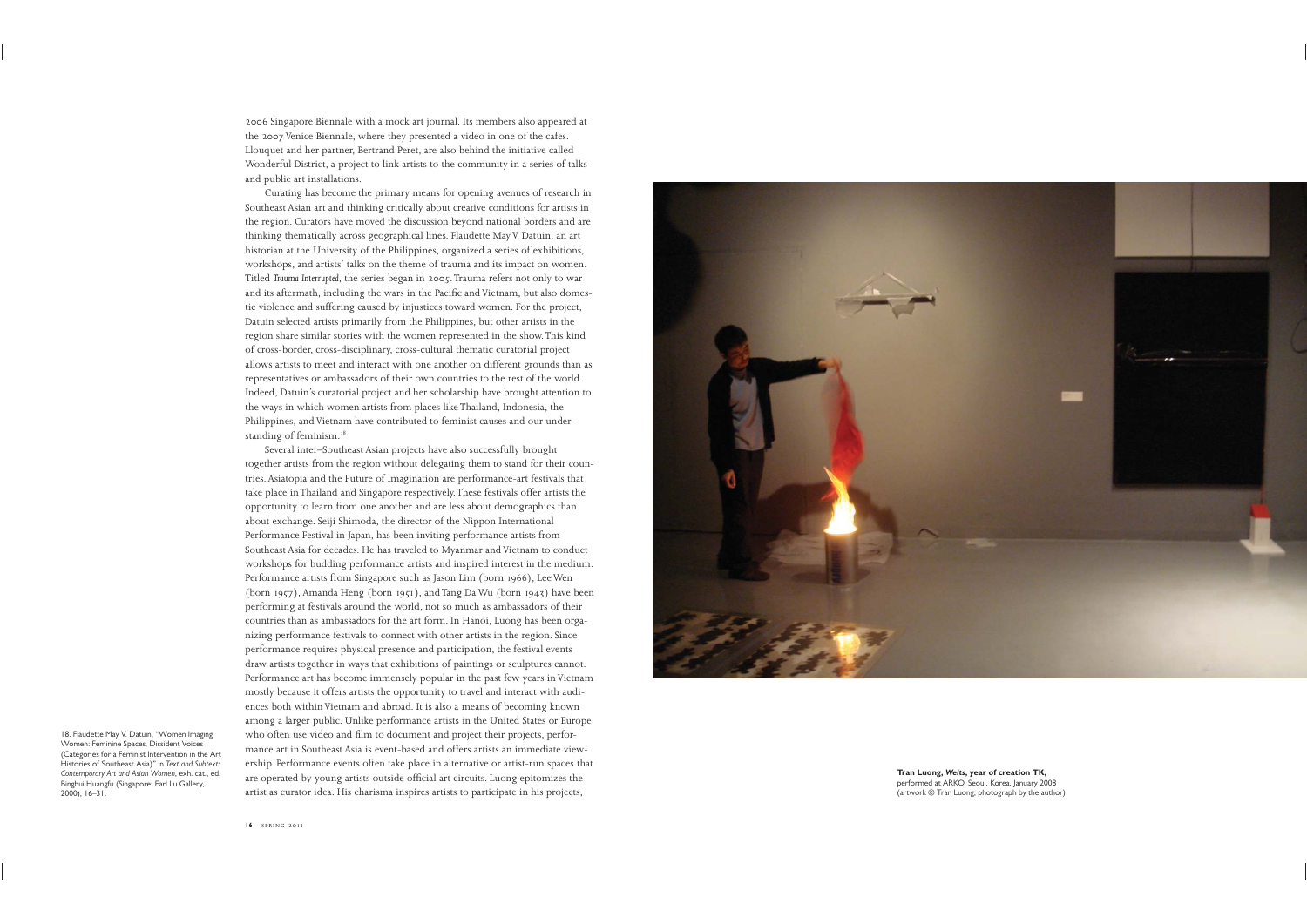2006 Singapore Biennale with a mock art journal. Its members also appeared at the 2007 Venice Biennale, where they presented a video in one of the cafes. Llouquet and her partner, Bertrand Peret, are also behind the initiative called Wonderful District, a project to link artists to the community in a series of talks and public art installations.

Curating has become the primary means for opening avenues of research in Southeast Asian art and thinking critically about creative conditions for artists in the region. Curators have moved the discussion beyond national borders and are thinking thematically across geographical lines. Flaudette May V. Datuin, an art historian at the University of the Philippines, organized a series of exhibitions, workshops, and artists' talks on the theme of trauma and its impact on women. Titled *Trauma Interrupted*, the series began in 2005. Trauma refers not only to war and its aftermath, including the wars in the Pacific and Vietnam, but also domestic violence and suffering caused by injustices toward women. For the project, Datuin selected artists primarily from the Philippines, but other artists in the region share similar stories with the women represented in the show. This kind of cross-border, cross-disciplinary, cross-cultural thematic curatorial project allows artists to meet and interact with one another on different grounds than as representatives or ambassadors of their own countries to the rest of the world. Indeed, Datuin's curatorial project and her scholarship have brought attention to the ways in which women artists from places like Thailand, Indonesia, the Philippines, and Vietnam have contributed to feminist causes and our understanding of feminism.[18]

Several inter–Southeast Asian projects have also successfully brought together artists from the region without delegating them to stand for their countries. Asiatopia and the Future of Imagination are performance-art festivals that take place in Thailand and Singapore respectively. These festivals offer artists the opportunity to learn from one another and are less about demographics than about exchange. Seiji Shimoda, the director of the Nippon International Performance Festival in Japan, has been inviting performance artists from Southeast Asia for decades. He has traveled to Myanmar and Vietnam to conduct workshops for budding performance artists and inspired interest in the medium. Performance artists from Singapore such as Jason Lim (born 1966), Lee Wen (born 1957), Amanda Heng (born 1951), and Tang Da Wu (born 1943) have been performing at festivals around the world, not so much as ambassadors of their countries than as ambassadors for the art form. In Hanoi, Luong has been organizing performance festivals to connect with other artists in the region. Since performance requires physical presence and participation, the festival events draw artists together in ways that exhibitions of paintings or sculptures cannot. Performance art has become immensely popular in the past few years in Vietnam mostly because it offers artists the opportunity to travel and interact with audiences both within Vietnam and abroad. It is also a means of becoming known among a larger public. Unlike performance artists in the United States or Europe who often use video and film to document and project their projects, performance art in Southeast Asia is event-based and offers artists an immediate viewership. Performance events often take place in alternative or artist-run spaces that are operated by young artists outside official art circuits. Luong epitomizes the artist as curator idea. His charisma inspires artists to participate in his projects,

18. Flaudette May V. Datuin, "Women Imaging Women: Feminine Spaces, Dissident Voices (Categories for a Feminist Intervention in the Art Histories of Southeast Asia)" in *Text and Subtext: Contemporary Art and Asian Women*, exh. cat., ed. Binghui Huangfu (Singapore: Earl Lu Gallery, 2000), 16–31.

**Tran Luong, *Welts*, year of creation TK,** performed at ARKO, Seoul, Korea, January 2008 (artwork © Tran Luong; photograph by the author)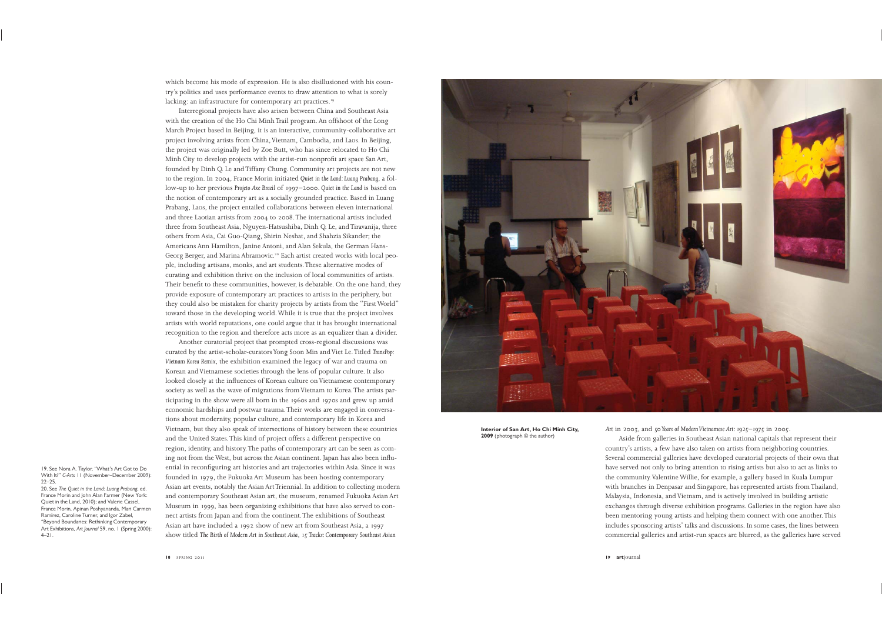which become his mode of expression. He is also disillusioned with his country's politics and uses performance events to draw attention to what is sorely lacking: an infrastructure for contemporary art practices.[19]

Interregional projects have also arisen between China and Southeast Asia with the creation of the Ho Chi Minh Trail program. An offshoot of the Long March Project based in Beijing, it is an interactive, community-collaborative art project involving artists from China, Vietnam, Cambodia, and Laos. In Beijing, the project was originally led by Zoe Butt, who has since relocated to Ho Chi Minh City to develop projects with the artist-run nonprofit art space San Art, founded by Dinh Q. Le and Tiffany Chung. Community art projects are not new to the region. In 2004, France Morin initiated *Quiet in the Land: Luang Prabang*, a follow-up to her previous *Projeto Axe Brazil* of 1997–2000. *Quiet in the Land* is based on the notion of contemporary art as a socially grounded practice. Based in Luang Prabang, Laos, the project entailed collaborations between eleven international and three Laotian artists from 2004 to 2008. The international artists included three from Southeast Asia, Nguyen-Hatsushiba, Dinh Q. Le, and Tiravanija, three others from Asia, Cai Guo-Qiang, Shirin Neshat, and Shahzia Sikander; the Americans Ann Hamilton, Janine Antoni, and Alan Sekula, the German Hans-Georg Berger, and Marina Abramovic.[20] Each artist created works with local people, including artisans, monks, and art students. These alternative modes of curating and exhibition thrive on the inclusion of local communities of artists. Their benefit to these communities, however, is debatable. On the one hand, they provide exposure of contemporary art practices to artists in the periphery, but they could also be mistaken for charity projects by artists from the "First World" toward those in the developing world. While it is true that the project involves artists with world reputations, one could argue that it has brought international recognition to the region and therefore acts more as an equalizer than a divider.

Another curatorial project that prompted cross-regional discussions was curated by the artist-scholar-curators Yong Soon Min and Viet Le. Titled *TransPop: Vietnam Korea Remix*, the exhibition examined the legacy of war and trauma on Korean and Vietnamese societies through the lens of popular culture. It also looked closely at the influences of Korean culture on Vietnamese contemporary society as well as the wave of migrations from Vietnam to Korea. The artists participating in the show were all born in the 1960s and 1970s and grew up amid economic hardships and postwar trauma. Their works are engaged in conversations about modernity, popular culture, and contemporary life in Korea and Vietnam, but they also speak of intersections of history between these countries and the United States. This kind of project offers a different perspective on region, identity, and history. The paths of contemporary art can be seen as coming not from the West, but across the Asian continent. Japan has also been influential in reconfiguring art histories and art trajectories within Asia. Since it was founded in 1979, the Fukuoka Art Museum has been hosting contemporary Asian art events, notably the Asian Art Triennial. In addition to collecting modern and contemporary Southeast Asian art, the museum, renamed Fukuoka Asian Art Museum in 1999, has been organizing exhibitions that have also served to connect artists from Japan and from the continent. The exhibitions of Southeast Asian art have included a 1992 show of new art from Southeast Asia, a 1997 show titled *The Birth of Modern Art in Southeast Asia*, *15 Tracks: Contemporary Southeast Asian Art* in 2003, and *50 Years of Modern Vietnamese Art: 1925–1975* in 2005.

**Interior of San Art, Ho Chi Minh City, 2009** (photograph © the author)

Aside from galleries in Southeast Asian national capitals that represent their country's artists, a few have also taken on artists from neighboring countries. Several commercial galleries have developed curatorial projects of their own that have served not only to bring attention to rising artists but also to act as links to the community. Valentine Willie, for example, a gallery based in Kuala Lumpur with branches in Denpasar and Singapore, has represented artists from Thailand, Malaysia, Indonesia, and Vietnam, and is actively involved in building artistic exchanges through diverse exhibition programs. Galleries in the region have also been mentoring young artists and helping them connect with one another. This includes sponsoring artists' talks and discussions. In some cases, the lines between commercial galleries and artist-run spaces are blurred, as the galleries have served

19. See Nora A. Taylor, "What's Art Got to Do With It?" *C-Arts* 11 (November–December 2009): 22–25.

20. See *The Quiet in the Land: Luang Prabang*, ed. France Morin and John Alan Farmer (New York: Quiet in the Land, 2010); and Valerie Cassel, France Morin, Apinan Poshyananda, Mari Carmen Ramírez, Caroline Turner, and Igor Zabel, "Beyond Boundaries: Rethinking Contemporary Art Exhibitions, *Art Journal* 59, no. 1 (Spring 2000): 4–21.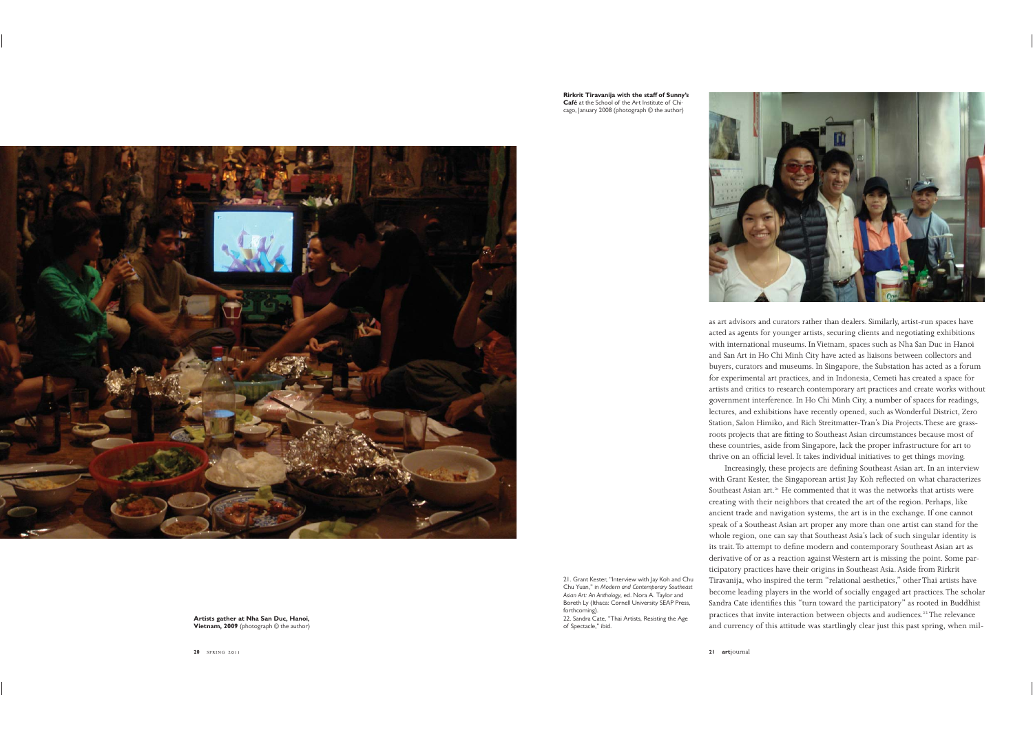Artists gather at Nha San Duc, Hanoi, Vietnam, 2009 (photograph © the author)

**Rirkrit Tiravanija with the staff of Sunny's Café** at the School of the Art Institute of Chicago, January 2008 (photograph © the author)

as art advisors and curators rather than dealers. Similarly, artist-run spaces have acted as agents for younger artists, securing clients and negotiating exhibitions with international museums. In Vietnam, spaces such as Nha San Duc in Hanoi and San Art in Ho Chi Minh City have acted as liaisons between collectors and buyers, curators and museums. In Singapore, the Substation has acted as a forum for experimental art practices, and in Indonesia, Cemeti has created a space for artists and critics to research contemporary art practices and create works without government interference. In Ho Chi Minh City, a number of spaces for readings, lectures, and exhibitions have recently opened, such as Wonderful District, Zero Station, Salon Himiko, and Rich Streitmatter-Tran's Dia Projects. These are grassroots projects that are fitting to Southeast Asian circumstances because most of these countries, aside from Singapore, lack the proper infrastructure for art to thrive on an official level. It takes individual initiatives to get things moving.

Increasingly, these projects are defining Southeast Asian art. In an interview with Grant Kester, the Singaporean artist Jay Koh reflected on what characterizes Southeast Asian art.[21] He commented that it was the networks that artists were creating with their neighbors that created the art of the region. Perhaps, like ancient trade and navigation systems, the art is in the exchange. If one cannot speak of a Southeast Asian art proper any more than one artist can stand for the whole region, one can say that Southeast Asia's lack of such singular identity is its trait. To attempt to define modern and contemporary Southeast Asian art as derivative of or as a reaction against Western art is missing the point. Some participatory practices have their origins in Southeast Asia. Aside from Rirkrit Tiravanija, who inspired the term "relational aesthetics," other Thai artists have become leading players in the world of socially engaged art practices. The scholar Sandra Cate identifies this "turn toward the participatory" as rooted in Buddhist practices that invite interaction between objects and audiences.[22] The relevance and currency of this attitude was startlingly clear just this past spring, when mil-

21. Grant Kester, "Interview with Jay Koh and Chu Chu Yuan," in *Modern and Contemporary Southeast Asian Art: An Anthology*, ed. Nora A. Taylor and Boreth Ly (Ithaca: Cornell University SEAP Press, forthcoming).

22. Sandra Cate, "Thai Artists, Resisting the Age of Spectacle," ibid.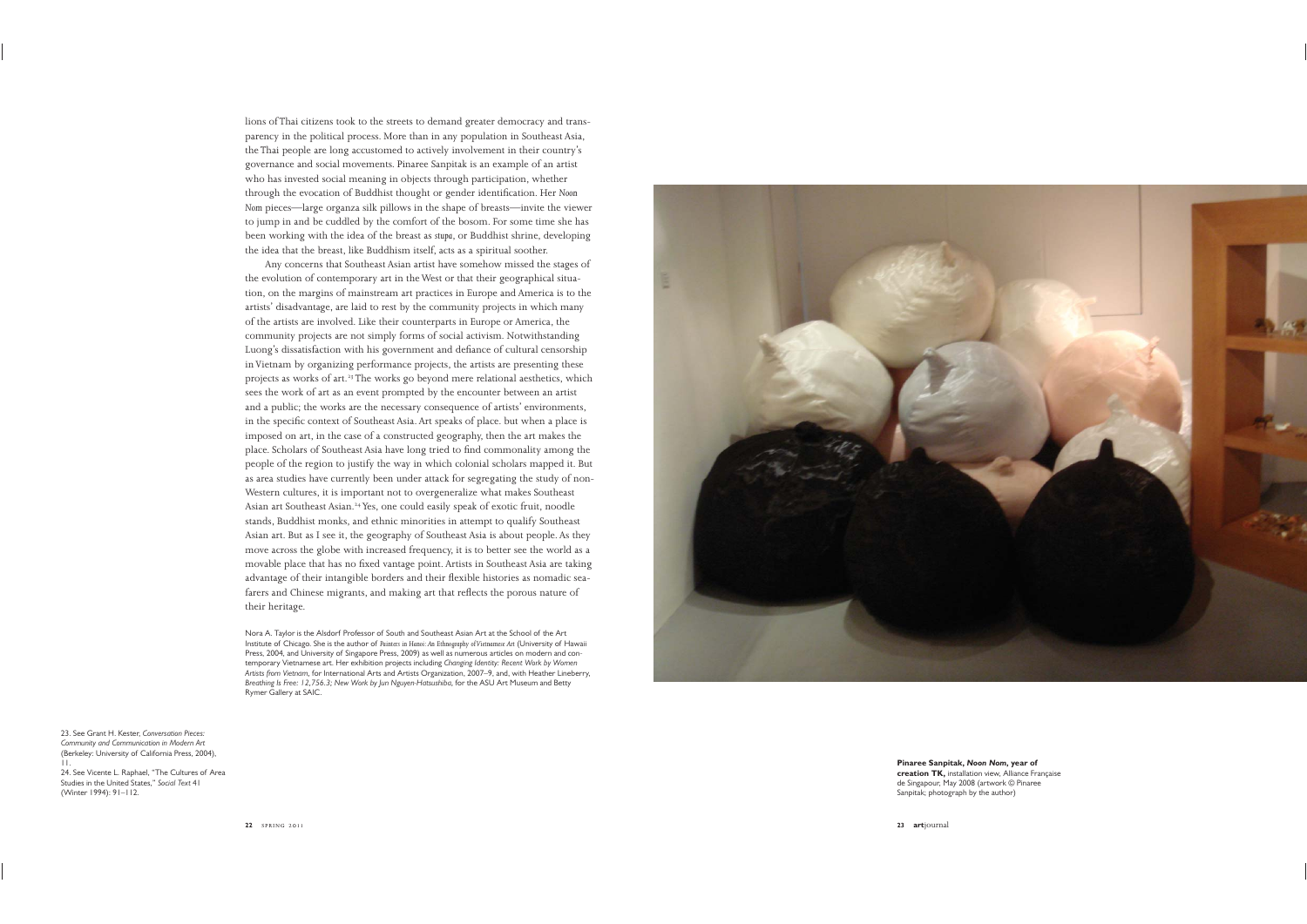lions of Thai citizens took to the streets to demand greater democracy and transparency in the political process. More than in any population in Southeast Asia, the Thai people are long accustomed to actively involvement in their country's governance and social movements. Pinaree Sanpitak is an example of an artist who has invested social meaning in objects through participation, whether through the evocation of Buddhist thought or gender identification. Her *Noon Nom* pieces—large organza silk pillows in the shape of breasts—invite the viewer to jump in and be cuddled by the comfort of the bosom. For some time she has been working with the idea of the breast as *stupa*, or Buddhist shrine, developing the idea that the breast, like Buddhism itself, acts as a spiritual soother.

Any concerns that Southeast Asian artist have somehow missed the stages of the evolution of contemporary art in the West or that their geographical situation, on the margins of mainstream art practices in Europe and America is to the artists' disadvantage, are laid to rest by the community projects in which many of the artists are involved. Like their counterparts in Europe or America, the community projects are not simply forms of social activism. Notwithstanding Luong's dissatisfaction with his government and defiance of cultural censorship in Vietnam by organizing performance projects, the artists are presenting these projects as works of art.[23] The works go beyond mere relational aesthetics, which sees the work of art as an event prompted by the encounter between an artist and a public; the works are the necessary consequence of artists' environments, in the specific context of Southeast Asia. Art speaks of place. but when a place is imposed on art, in the case of a constructed geography, then the art makes the place. Scholars of Southeast Asia have long tried to find commonality among the people of the region to justify the way in which colonial scholars mapped it. But as area studies have currently been under attack for segregating the study of non-Western cultures, it is important not to overgeneralize what makes Southeast Asian art Southeast Asian.[24] Yes, one could easily speak of exotic fruit, noodle stands, Buddhist monks, and ethnic minorities in attempt to qualify Southeast Asian art. But as I see it, the geography of Southeast Asia is about people. As they move across the globe with increased frequency, it is to better see the world as a movable place that has no fixed vantage point. Artists in Southeast Asia are taking advantage of their intangible borders and their flexible histories as nomadic seafarers and Chinese migrants, and making art that reflects the porous nature of their heritage.

Nora A. Taylor is the Alsdorf Professor of South and Southeast Asian Art at the School of the Art Institute of Chicago. She is the author of *Painters in Hanoi: An Ethnography of Vietnamese Art* (University of Hawaii Press, 2004, and University of Singapore Press, 2009) as well as numerous articles on modern and contemporary Vietnamese art. Her exhibition projects including *Changing Identity: Recent Work by Women Artists from Vietnam*, for International Arts and Artists Organization, 2007–9, and, with Heather Lineberry, *Breathing Is Free: 12,756.3; New Work by Jun Nguyen-Hatsushiba*, for the ASU Art Museum and Betty Rymer Gallery at SAIC.

23. See Grant H. Kester, *Conversation Pieces: Community and Communication in Modern Art* (Berkeley: University of California Press, 2004), 11.

24. See Vicente L. Raphael, "The Cultures of Area Studies in the United States," *Social Text* 41 (Winter 1994): 91–112.

**Pinaree Sanpitak, *Noon Nom*, year of creation TK,** installation view, Alliance Française de Singapour, May 2008 (artwork © Pinaree Sanpitak; photograph by the author)